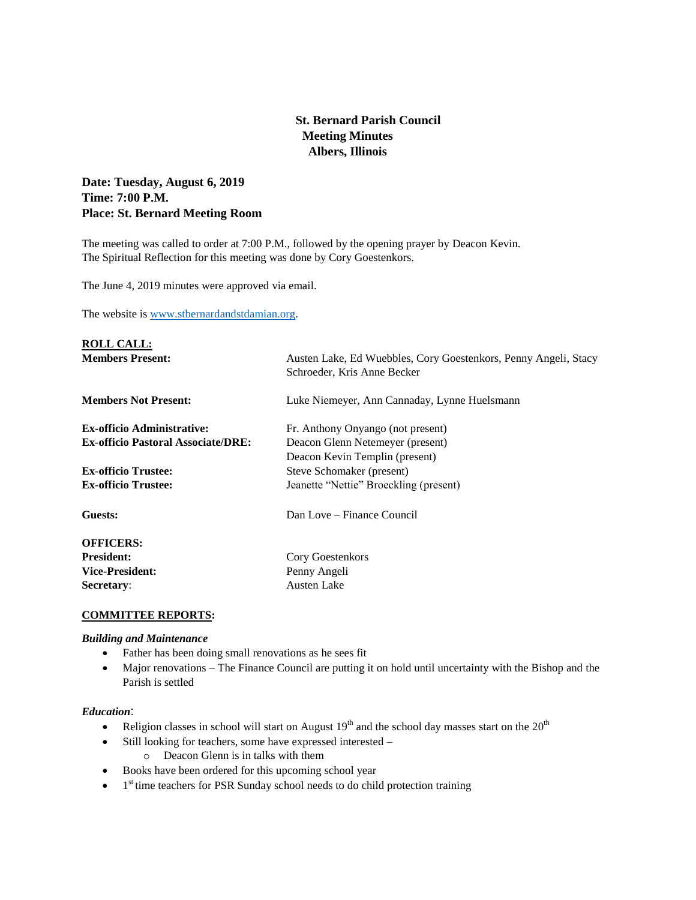**St. Bernard Parish Council**
**Meeting Minutes**
**Albers, Illinois**

**Date: Tuesday, August 6, 2019**
**Time: 7:00 P.M.**
**Place: St. Bernard Meeting Room**

The meeting was called to order at 7:00 P.M., followed by the opening prayer by Deacon Kevin. The Spiritual Reflection for this meeting was done by Cory Goestenkors.

The June 4, 2019 minutes were approved via email.

The website is www.stbernardandstdamian.org.

**ROLL CALL:**

| | |
|---|---|
| **Members Present:** | Austen Lake, Ed Wuebbles, Cory Goestenkors, Penny Angeli, Stacy Schroeder, Kris Anne Becker |
| **Members Not Present:** | Luke Niemeyer, Ann Cannaday, Lynne Huelsmann |
| **Ex-officio Administrative:** | Fr. Anthony Onyango (not present) |
| **Ex-officio Pastoral Associate/DRE:** | Deacon Glenn Netemeyer (present) |
| | Deacon Kevin Templin (present) |
| **Ex-officio Trustee:** | Steve Schomaker (present) |
| **Ex-officio Trustee:** | Jeanette "Nettie" Broeckling (present) |
| **Guests:** | Dan Love – Finance Council |

**OFFICERS:**

| | |
|---|---|
| **President:** | Cory Goestenkors |
| **Vice-President:** | Penny Angeli |
| **Secretary:** | Austen Lake |

**COMMITTEE REPORTS:**

***Building and Maintenance***

- Father has been doing small renovations as he sees fit
- Major renovations – The Finance Council are putting it on hold until uncertainty with the Bishop and the Parish is settled

***Education*:**

- Religion classes in school will start on August 19th and the school day masses start on the 20th
- Still looking for teachers, some have expressed interested –
  - Deacon Glenn is in talks with them
- Books have been ordered for this upcoming school year
- 1st time teachers for PSR Sunday school needs to do child protection training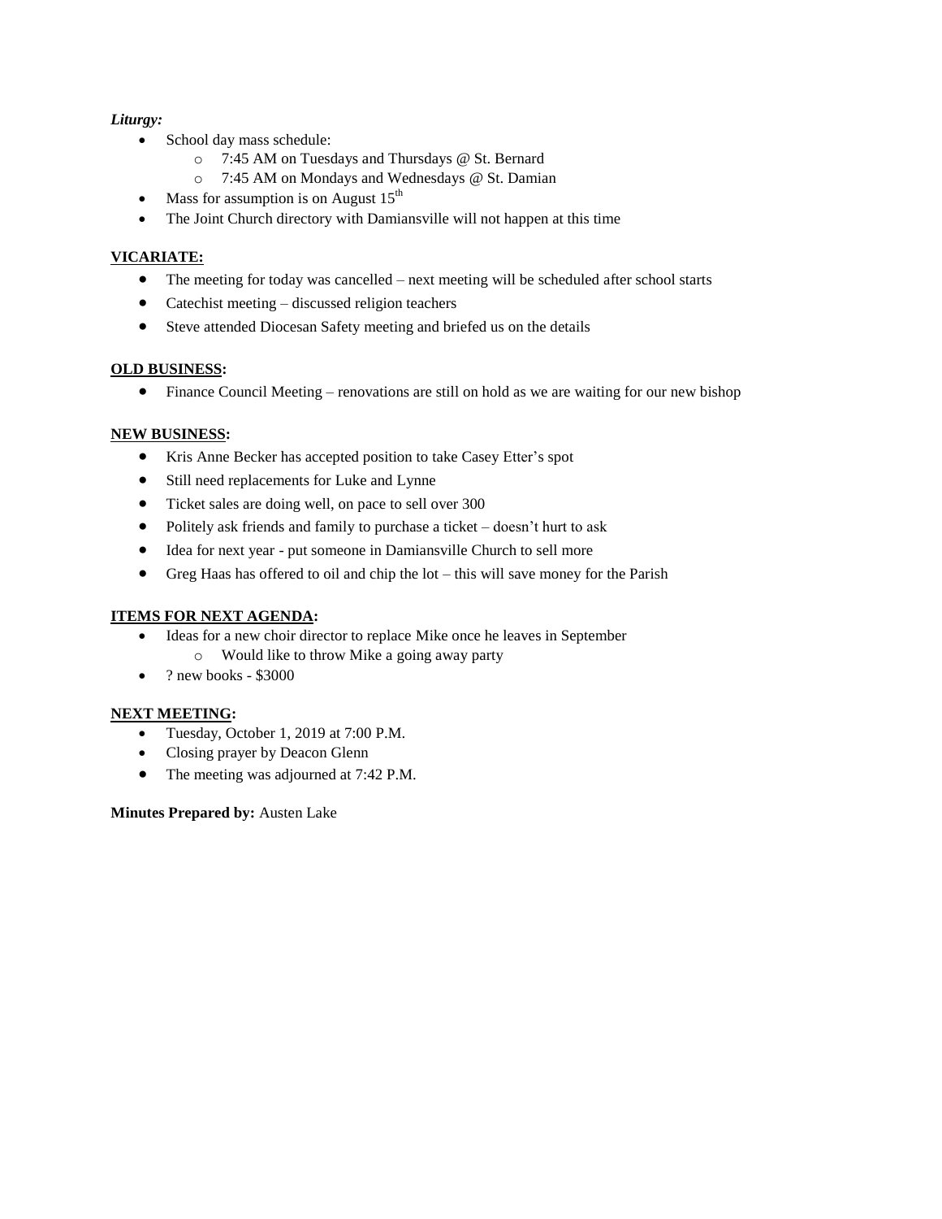***Liturgy:***

- School day mass schedule:
    - 7:45 AM on Tuesdays and Thursdays @ St. Bernard
    - 7:45 AM on Mondays and Wednesdays @ St. Damian
- Mass for assumption is on August 15$^{th}$
- The Joint Church directory with Damiansville will not happen at this time

**<u>VICARIATE:</u>**

- The meeting for today was cancelled – next meeting will be scheduled after school starts
- Catechist meeting – discussed religion teachers
- Steve attended Diocesan Safety meeting and briefed us on the details

**<u>OLD BUSINESS</u>:**

- Finance Council Meeting – renovations are still on hold as we are waiting for our new bishop

**<u>NEW BUSINESS</u>:**

- Kris Anne Becker has accepted position to take Casey Etter's spot
- Still need replacements for Luke and Lynne
- Ticket sales are doing well, on pace to sell over 300
- Politely ask friends and family to purchase a ticket – doesn't hurt to ask
- Idea for next year - put someone in Damiansville Church to sell more
- Greg Haas has offered to oil and chip the lot – this will save money for the Parish

**<u>ITEMS FOR NEXT AGENDA</u>:**

- Ideas for a new choir director to replace Mike once he leaves in September
    - Would like to throw Mike a going away party
- ? new books - $3000

**<u>NEXT MEETING</u>:**

- Tuesday, October 1, 2019 at 7:00 P.M.
- Closing prayer by Deacon Glenn
- The meeting was adjourned at 7:42 P.M.

**Minutes Prepared by:** Austen Lake